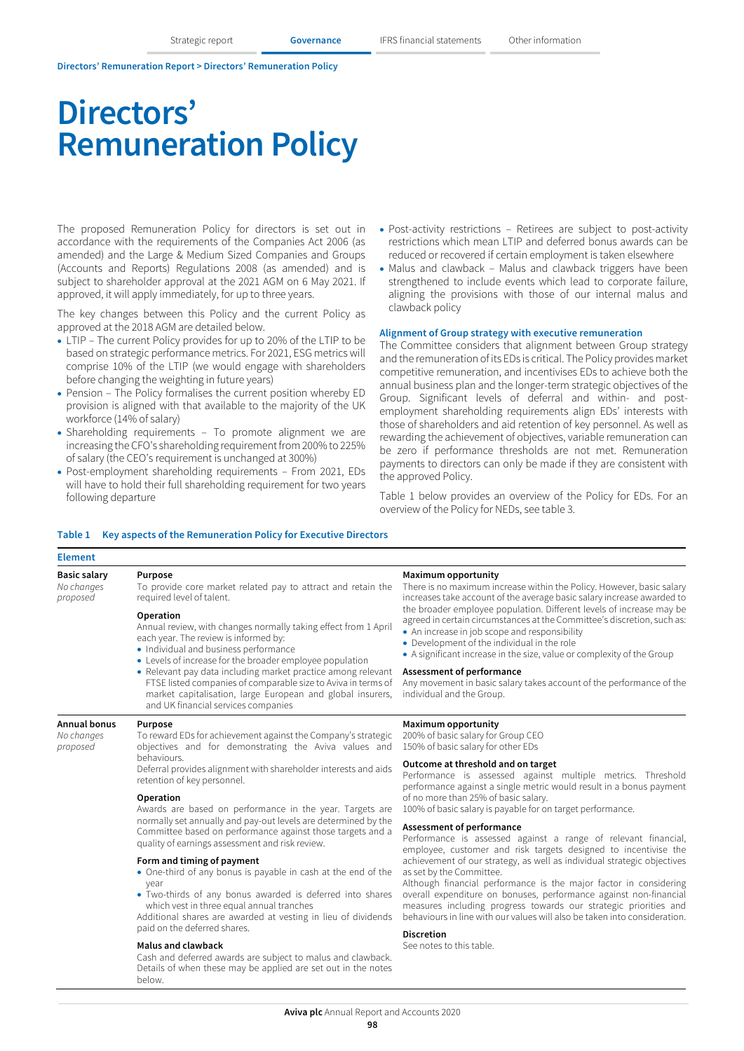Directors' Remuneration Report > Directors' Remuneration Policy

# Directors' Remuneration Policy

The proposed Remuneration Policy for directors is set out in accordance with the requirements of the Companies Act 2006 (as amended) and the Large & Medium Sized Companies and Groups (Accounts and Reports) Regulations 2008 (as amended) and is subject to shareholder approval at the 2021 AGM on 6 May 2021. If approved, it will apply immediately, for up to three years.

The key changes between this Policy and the current Policy as approved at the 2018 AGM are detailed below.

- LTIP – The current Policy provides for up to 20% of the LTIP to be based on strategic performance metrics. For 2021, ESG metrics will comprise 10% of the LTIP (we would engage with shareholders before changing the weighting in future years)
- Pension – The Policy formalises the current position whereby ED provision is aligned with that available to the majority of the UK workforce (14% of salary)
- Shareholding requirements – To promote alignment we are increasing the CFO's shareholding requirement from 200% to 225% of salary (the CEO's requirement is unchanged at 300%)
- Post-employment shareholding requirements – From 2021, EDs will have to hold their full shareholding requirement for two years following departure
- Post-activity restrictions – Retirees are subject to post-activity restrictions which mean LTIP and deferred bonus awards can be reduced or recovered if certain employment is taken elsewhere
- Malus and clawback – Malus and clawback triggers have been strengthened to include events which lead to corporate failure, aligning the provisions with those of our internal malus and clawback policy

### Alignment of Group strategy with executive remuneration

The Committee considers that alignment between Group strategy and the remuneration of its EDs is critical. The Policy provides market competitive remuneration, and incentivises EDs to achieve both the annual business plan and the longer-term strategic objectives of the Group. Significant levels of deferral and within- and post-employment shareholding requirements align EDs' interests with those of shareholders and aid retention of key personnel. As well as rewarding the achievement of objectives, variable remuneration can be zero if performance thresholds are not met. Remuneration payments to directors can only be made if they are consistent with the approved Policy.

Table 1 below provides an overview of the Policy for EDs. For an overview of the Policy for NEDs, see table 3.

**Table 1 Key aspects of the Remuneration Policy for Executive Directors**

| Element | | |
|---|---|---|
| **Basic salary**<br>*No changes proposed* | **Purpose**<br>To provide core market related pay to attract and retain the required level of talent.<br><br>**Operation**<br>Annual review, with changes normally taking effect from 1 April each year. The review is informed by:<br>• Individual and business performance<br>• Levels of increase for the broader employee population<br>• Relevant pay data including market practice among relevant FTSE listed companies of comparable size to Aviva in terms of market capitalisation, large European and global insurers, and UK financial services companies | **Maximum opportunity**<br>There is no maximum increase within the Policy. However, basic salary increases take account of the average basic salary increase awarded to the broader employee population. Different levels of increase may be agreed in certain circumstances at the Committee's discretion, such as:<br>• An increase in job scope and responsibility<br>• Development of the individual in the role<br>• A significant increase in the size, value or complexity of the Group<br><br>**Assessment of performance**<br>Any movement in basic salary takes account of the performance of the individual and the Group. |
| **Annual bonus**<br>*No changes proposed* | **Purpose**<br>To reward EDs for achievement against the Company's strategic objectives and for demonstrating the Aviva values and behaviours.<br>Deferral provides alignment with shareholder interests and aids retention of key personnel.<br><br>**Operation**<br>Awards are based on performance in the year. Targets are normally set annually and pay-out levels are determined by the Committee based on performance against those targets and a quality of earnings assessment and risk review.<br><br>**Form and timing of payment**<br>• One-third of any bonus is payable in cash at the end of the year<br>• Two-thirds of any bonus awarded is deferred into shares which vest in three equal annual tranches<br>Additional shares are awarded at vesting in lieu of dividends paid on the deferred shares.<br><br>**Malus and clawback**<br>Cash and deferred awards are subject to malus and clawback. Details of when these may be applied are set out in the notes below. | **Maximum opportunity**<br>200% of basic salary for Group CEO<br>150% of basic salary for other EDs<br><br>**Outcome at threshold and on target**<br>Performance is assessed against multiple metrics. Threshold performance against a single metric would result in a bonus payment of no more than 25% of basic salary.<br>100% of basic salary is payable for on target performance.<br><br>**Assessment of performance**<br>Performance is assessed against a range of relevant financial, employee, customer and risk targets designed to incentivise the achievement of our strategy, as well as individual strategic objectives as set by the Committee.<br>Although financial performance is the major factor in considering overall expenditure on bonuses, performance against non-financial measures including progress towards our strategic priorities and behaviours in line with our values will also be taken into consideration.<br><br>**Discretion**<br>See notes to this table. |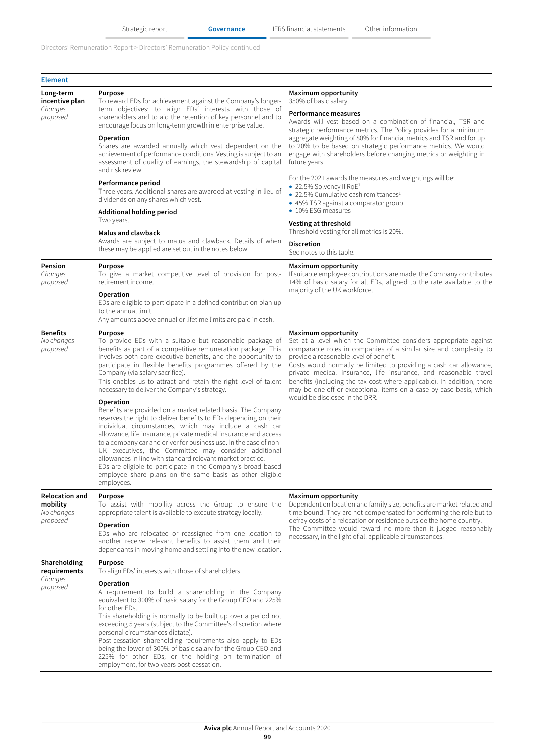| Element | | |
|---|---|---|
| **Long-term incentive plan** *Changes proposed* | **Purpose**<br>To reward EDs for achievement against the Company's longer-term objectives; to align EDs' interests with those of shareholders and to aid the retention of key personnel and to encourage focus on long-term growth in enterprise value.<br><br>**Operation**<br>Shares are awarded annually which vest dependent on the achievement of performance conditions. Vesting is subject to an assessment of quality of earnings, the stewardship of capital and risk review.<br><br>**Performance period**<br>Three years. Additional shares are awarded at vesting in lieu of dividends on any shares which vest.<br><br>**Additional holding period**<br>Two years.<br><br>**Malus and clawback**<br>Awards are subject to malus and clawback. Details of when these may be applied are set out in the notes below. | **Maximum opportunity**<br>350% of basic salary.<br><br>**Performance measures**<br>Awards will vest based on a combination of financial, TSR and strategic performance metrics. The Policy provides for a minimum aggregate weighting of 80% for financial metrics and TSR and for up to 20% to be based on strategic performance metrics. We would engage with shareholders before changing metrics or weighting in future years.<br><br>For the 2021 awards the measures and weightings will be:<br>• 22.5% Solvency II RoE[1]<br>• 22.5% Cumulative cash remittances[1]<br>• 45% TSR against a comparator group<br>• 10% ESG measures<br><br>**Vesting at threshold**<br>Threshold vesting for all metrics is 20%.<br><br>**Discretion**<br>See notes to this table. |
| **Pension** *Changes proposed* | **Purpose**<br>To give a market competitive level of provision for post-retirement income.<br><br>**Operation**<br>EDs are eligible to participate in a defined contribution plan up to the annual limit.<br>Any amounts above annual or lifetime limits are paid in cash. | **Maximum opportunity**<br>If suitable employee contributions are made, the Company contributes 14% of basic salary for all EDs, aligned to the rate available to the majority of the UK workforce. |
| **Benefits** *No changes proposed* | **Purpose**<br>To provide EDs with a suitable but reasonable package of benefits as part of a competitive remuneration package. This involves both core executive benefits, and the opportunity to participate in flexible benefits programmes offered by the Company (via salary sacrifice).<br>This enables us to attract and retain the right level of talent necessary to deliver the Company's strategy.<br><br>**Operation**<br>Benefits are provided on a market related basis. The Company reserves the right to deliver benefits to EDs depending on their individual circumstances, which may include a cash car allowance, life insurance, private medical insurance and access to a company car and driver for business use. In the case of non-UK executives, the Committee may consider additional allowances in line with standard relevant market practice.<br>EDs are eligible to participate in the Company's broad based employee share plans on the same basis as other eligible employees. | **Maximum opportunity**<br>Set at a level which the Committee considers appropriate against comparable roles in companies of a similar size and complexity to provide a reasonable level of benefit.<br>Costs would normally be limited to providing a cash car allowance, private medical insurance, life insurance, and reasonable travel benefits (including the tax cost where applicable). In addition, there may be one-off or exceptional items on a case by case basis, which would be disclosed in the DRR. |
| **Relocation and mobility** *No changes proposed* | **Purpose**<br>To assist with mobility across the Group to ensure the appropriate talent is available to execute strategy locally.<br><br>**Operation**<br>EDs who are relocated or reassigned from one location to another receive relevant benefits to assist them and their dependants in moving home and settling into the new location. | **Maximum opportunity**<br>Dependent on location and family size, benefits are market related and time bound. They are not compensated for performing the role but to defray costs of a relocation or residence outside the home country.<br>The Committee would reward no more than it judged reasonably necessary, in the light of all applicable circumstances. |
| **Shareholding requirements** *Changes proposed* | **Purpose**<br>To align EDs' interests with those of shareholders.<br><br>**Operation**<br>A requirement to build a shareholding in the Company equivalent to 300% of basic salary for the Group CEO and 225% for other EDs.<br>This shareholding is normally to be built up over a period not exceeding 5 years (subject to the Committee's discretion where personal circumstances dictate).<br>Post-cessation shareholding requirements also apply to EDs being the lower of 300% of basic salary for the Group CEO and 225% for other EDs, or the holding on termination of employment, for two years post-cessation. | |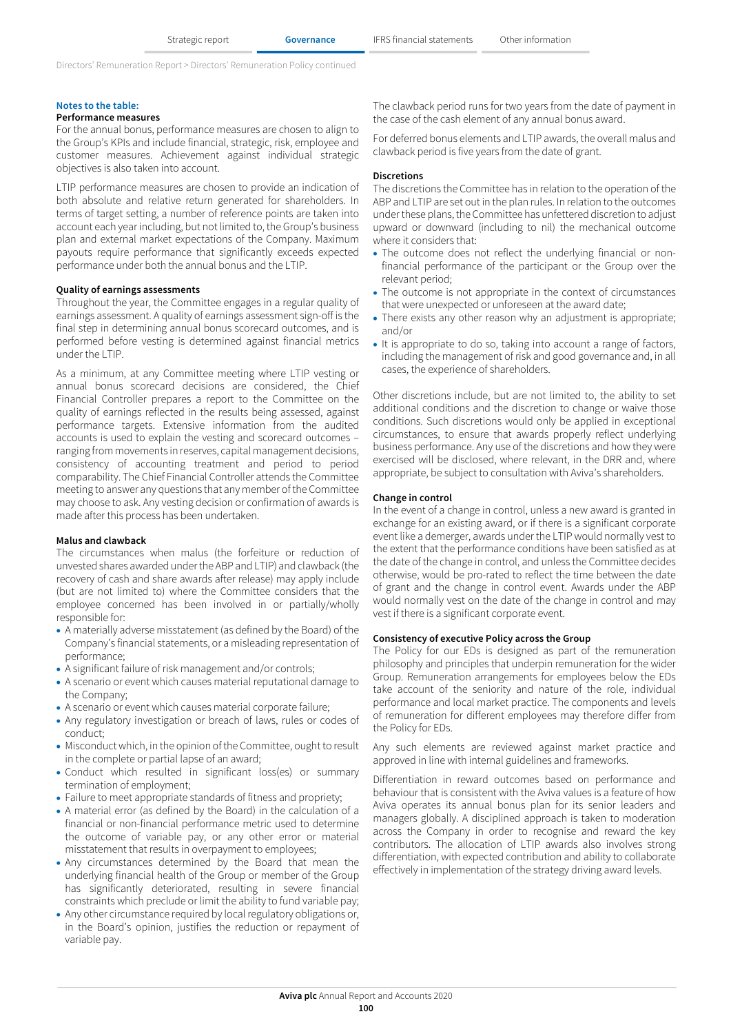### Notes to the table:

#### Performance measures

For the annual bonus, performance measures are chosen to align to the Group's KPIs and include financial, strategic, risk, employee and customer measures. Achievement against individual strategic objectives is also taken into account.

LTIP performance measures are chosen to provide an indication of both absolute and relative return generated for shareholders. In terms of target setting, a number of reference points are taken into account each year including, but not limited to, the Group's business plan and external market expectations of the Company. Maximum payouts require performance that significantly exceeds expected performance under both the annual bonus and the LTIP.

#### Quality of earnings assessments

Throughout the year, the Committee engages in a regular quality of earnings assessment. A quality of earnings assessment sign-off is the final step in determining annual bonus scorecard outcomes, and is performed before vesting is determined against financial metrics under the LTIP.

As a minimum, at any Committee meeting where LTIP vesting or annual bonus scorecard decisions are considered, the Chief Financial Controller prepares a report to the Committee on the quality of earnings reflected in the results being assessed, against performance targets. Extensive information from the audited accounts is used to explain the vesting and scorecard outcomes – ranging from movements in reserves, capital management decisions, consistency of accounting treatment and period to period comparability. The Chief Financial Controller attends the Committee meeting to answer any questions that any member of the Committee may choose to ask. Any vesting decision or confirmation of awards is made after this process has been undertaken.

#### Malus and clawback

The circumstances when malus (the forfeiture or reduction of unvested shares awarded under the ABP and LTIP) and clawback (the recovery of cash and share awards after release) may apply include (but are not limited to) where the Committee considers that the employee concerned has been involved in or partially/wholly responsible for:

- A materially adverse misstatement (as defined by the Board) of the Company's financial statements, or a misleading representation of performance;
- A significant failure of risk management and/or controls;
- A scenario or event which causes material reputational damage to the Company;
- A scenario or event which causes material corporate failure;
- Any regulatory investigation or breach of laws, rules or codes of conduct;
- Misconduct which, in the opinion of the Committee, ought to result in the complete or partial lapse of an award;
- Conduct which resulted in significant loss(es) or summary termination of employment;
- Failure to meet appropriate standards of fitness and propriety;
- A material error (as defined by the Board) in the calculation of a financial or non-financial performance metric used to determine the outcome of variable pay, or any other error or material misstatement that results in overpayment to employees;
- Any circumstances determined by the Board that mean the underlying financial health of the Group or member of the Group has significantly deteriorated, resulting in severe financial constraints which preclude or limit the ability to fund variable pay;
- Any other circumstance required by local regulatory obligations or, in the Board's opinion, justifies the reduction or repayment of variable pay.

The clawback period runs for two years from the date of payment in the case of the cash element of any annual bonus award.

For deferred bonus elements and LTIP awards, the overall malus and clawback period is five years from the date of grant.

#### Discretions

The discretions the Committee has in relation to the operation of the ABP and LTIP are set out in the plan rules. In relation to the outcomes under these plans, the Committee has unfettered discretion to adjust upward or downward (including to nil) the mechanical outcome where it considers that:

- The outcome does not reflect the underlying financial or non-financial performance of the participant or the Group over the relevant period;
- The outcome is not appropriate in the context of circumstances that were unexpected or unforeseen at the award date;
- There exists any other reason why an adjustment is appropriate; and/or
- It is appropriate to do so, taking into account a range of factors, including the management of risk and good governance and, in all cases, the experience of shareholders.

Other discretions include, but are not limited to, the ability to set additional conditions and the discretion to change or waive those conditions. Such discretions would only be applied in exceptional circumstances, to ensure that awards properly reflect underlying business performance. Any use of the discretions and how they were exercised will be disclosed, where relevant, in the DRR and, where appropriate, be subject to consultation with Aviva's shareholders.

#### Change in control

In the event of a change in control, unless a new award is granted in exchange for an existing award, or if there is a significant corporate event like a demerger, awards under the LTIP would normally vest to the extent that the performance conditions have been satisfied as at the date of the change in control, and unless the Committee decides otherwise, would be pro-rated to reflect the time between the date of grant and the change in control event. Awards under the ABP would normally vest on the date of the change in control and may vest if there is a significant corporate event.

#### Consistency of executive Policy across the Group

The Policy for our EDs is designed as part of the remuneration philosophy and principles that underpin remuneration for the wider Group. Remuneration arrangements for employees below the EDs take account of the seniority and nature of the role, individual performance and local market practice. The components and levels of remuneration for different employees may therefore differ from the Policy for EDs.

Any such elements are reviewed against market practice and approved in line with internal guidelines and frameworks.

Differentiation in reward outcomes based on performance and behaviour that is consistent with the Aviva values is a feature of how Aviva operates its annual bonus plan for its senior leaders and managers globally. A disciplined approach is taken to moderation across the Company in order to recognise and reward the key contributors. The allocation of LTIP awards also involves strong differentiation, with expected contribution and ability to collaborate effectively in implementation of the strategy driving award levels.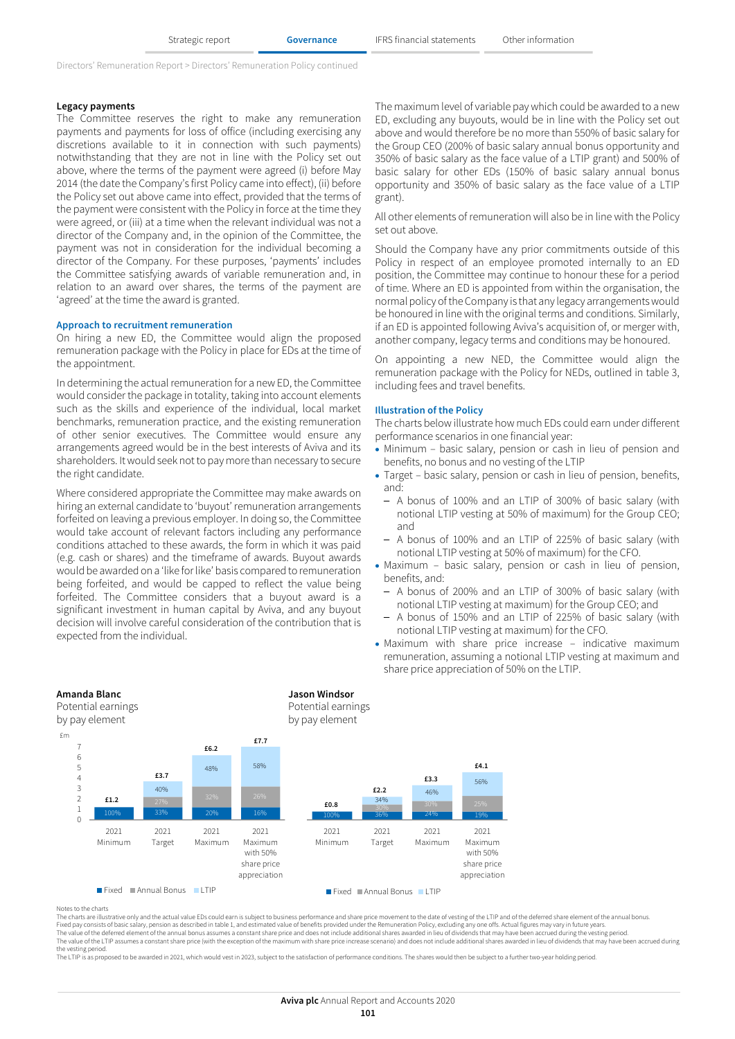Directors' Remuneration Report > Directors' Remuneration Policy continued

**Legacy payments**

The Committee reserves the right to make any remuneration payments and payments for loss of office (including exercising any discretions available to it in connection with such payments) notwithstanding that they are not in line with the Policy set out above, where the terms of the payment were agreed (i) before May 2014 (the date the Company's first Policy came into effect), (ii) before the Policy set out above came into effect, provided that the terms of the payment were consistent with the Policy in force at the time they were agreed, or (iii) at a time when the relevant individual was not a director of the Company and, in the opinion of the Committee, the payment was not in consideration for the individual becoming a director of the Company. For these purposes, 'payments' includes the Committee satisfying awards of variable remuneration and, in relation to an award over shares, the terms of the payment are 'agreed' at the time the award is granted.

**Approach to recruitment remuneration**

On hiring a new ED, the Committee would align the proposed remuneration package with the Policy in place for EDs at the time of the appointment.

In determining the actual remuneration for a new ED, the Committee would consider the package in totality, taking into account elements such as the skills and experience of the individual, local market benchmarks, remuneration practice, and the existing remuneration of other senior executives. The Committee would ensure any arrangements agreed would be in the best interests of Aviva and its shareholders. It would seek not to pay more than necessary to secure the right candidate.

Where considered appropriate the Committee may make awards on hiring an external candidate to 'buyout' remuneration arrangements forfeited on leaving a previous employer. In doing so, the Committee would take account of relevant factors including any performance conditions attached to these awards, the form in which it was paid (e.g. cash or shares) and the timeframe of awards. Buyout awards would be awarded on a 'like for like' basis compared to remuneration being forfeited, and would be capped to reflect the value being forfeited. The Committee considers that a buyout award is a significant investment in human capital by Aviva, and any buyout decision will involve careful consideration of the contribution that is expected from the individual.

The maximum level of variable pay which could be awarded to a new ED, excluding any buyouts, would be in line with the Policy set out above and would therefore be no more than 550% of basic salary for the Group CEO (200% of basic salary annual bonus opportunity and 350% of basic salary as the face value of a LTIP grant) and 500% of basic salary for other EDs (150% of basic salary annual bonus opportunity and 350% of basic salary as the face value of a LTIP grant).

All other elements of remuneration will also be in line with the Policy set out above.

Should the Company have any prior commitments outside of this Policy in respect of an employee promoted internally to an ED position, the Committee may continue to honour these for a period of time. Where an ED is appointed from within the organisation, the normal policy of the Company is that any legacy arrangements would be honoured in line with the original terms and conditions. Similarly, if an ED is appointed following Aviva's acquisition of, or merger with, another company, legacy terms and conditions may be honoured.

On appointing a new NED, the Committee would align the remuneration package with the Policy for NEDs, outlined in table 3, including fees and travel benefits.

**Illustration of the Policy**

The charts below illustrate how much EDs could earn under different performance scenarios in one financial year:

- Minimum – basic salary, pension or cash in lieu of pension and benefits, no bonus and no vesting of the LTIP
- Target – basic salary, pension or cash in lieu of pension, benefits, and:
  - A bonus of 100% and an LTIP of 300% of basic salary (with notional LTIP vesting at 50% of maximum) for the Group CEO; and
  - A bonus of 100% and an LTIP of 225% of basic salary (with notional LTIP vesting at 50% of maximum) for the CFO.
- Maximum – basic salary, pension or cash in lieu of pension, benefits, and:
  - A bonus of 200% and an LTIP of 300% of basic salary (with notional LTIP vesting at maximum) for the Group CEO; and
  - A bonus of 150% and an LTIP of 225% of basic salary (with notional LTIP vesting at maximum) for the CFO.
- Maximum with share price increase – indicative maximum remuneration, assuming a notional LTIP vesting at maximum and share price appreciation of 50% on the LTIP.

**Amanda Blanc**
Potential earnings by pay element (£m)

| | 2021 Minimum | 2021 Target | 2021 Maximum | 2021 Maximum with 50% share price appreciation |
|---|---|---|---|---|
| Total | £1.2 | £3.7 | £6.2 | £7.7 |
| Fixed | 100% | 33% | 20% | 16% |
| Annual Bonus | | 27% | 32% | 26% |
| LTIP | | 40% | 48% | 58% |

**Jason Windsor**
Potential earnings by pay element (£m)

| | 2021 Minimum | 2021 Target | 2021 Maximum | 2021 Maximum with 50% share price appreciation |
|---|---|---|---|---|
| Total | £0.8 | £2.2 | £3.3 | £4.1 |
| Fixed | 100% | 36% | 24% | 19% |
| Annual Bonus | | 30% | 30% | 25% |
| LTIP | | 34% | 46% | 56% |

Notes to the charts

The charts are illustrative only and the actual value EDs could earn is subject to business performance and share price movement to the date of vesting of the LTIP and of the deferred share element of the annual bonus.

Fixed pay consists of basic salary, pension as described in table 1, and estimated value of benefits provided under the Remuneration Policy, excluding any one offs. Actual figures may vary in future years.

The value of the deferred element of the annual bonus assumes a constant share price and does not include additional shares awarded in lieu of dividends that may have been accrued during the vesting period.

The value of the LTIP assumes a constant share price (with the exception of the maximum with share price increase scenario) and does not include additional shares awarded in lieu of dividends that may have been accrued during the vesting period.

The LTIP is as proposed to be awarded in 2021, which would vest in 2023, subject to the satisfaction of performance conditions. The shares would then be subject to a further two-year holding period.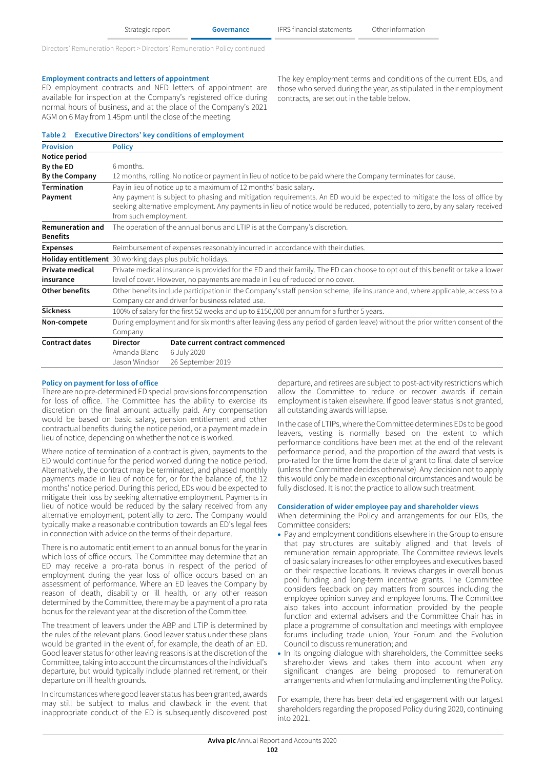### Employment contracts and letters of appointment

ED employment contracts and NED letters of appointment are available for inspection at the Company's registered office during normal hours of business, and at the place of the Company's 2021 AGM on 6 May from 1.45pm until the close of the meeting.

The key employment terms and conditions of the current EDs, and those who served during the year, as stipulated in their employment contracts, are set out in the table below.

**Table 2 Executive Directors' key conditions of employment**

| Provision | Policy | |
|---|---|---|
| **Notice period** | | |
| **By the ED** | 6 months. | |
| **By the Company** | 12 months, rolling. No notice or payment in lieu of notice to be paid where the Company terminates for cause. | |
| **Termination Payment** | Pay in lieu of notice up to a maximum of 12 months' basic salary. Any payment is subject to phasing and mitigation requirements. An ED would be expected to mitigate the loss of office by seeking alternative employment. Any payments in lieu of notice would be reduced, potentially to zero, by any salary received from such employment. | |
| **Remuneration and Benefits** | The operation of the annual bonus and LTIP is at the Company's discretion. | |
| **Expenses** | Reimbursement of expenses reasonably incurred in accordance with their duties. | |
| **Holiday entitlement** | 30 working days plus public holidays. | |
| **Private medical insurance** | Private medical insurance is provided for the ED and their family. The ED can choose to opt out of this benefit or take a lower level of cover. However, no payments are made in lieu of reduced or no cover. | |
| **Other benefits** | Other benefits include participation in the Company's staff pension scheme, life insurance and, where applicable, access to a Company car and driver for business related use. | |
| **Sickness** | 100% of salary for the first 52 weeks and up to £150,000 per annum for a further 5 years. | |
| **Non-compete** | During employment and for six months after leaving (less any period of garden leave) without the prior written consent of the Company. | |
| **Contract dates** | **Director** | **Date current contract commenced** |
| | Amanda Blanc | 6 July 2020 |
| | Jason Windsor | 26 September 2019 |

### Policy on payment for loss of office

There are no pre-determined ED special provisions for compensation for loss of office. The Committee has the ability to exercise its discretion on the final amount actually paid. Any compensation would be based on basic salary, pension entitlement and other contractual benefits during the notice period, or a payment made in lieu of notice, depending on whether the notice is worked.

Where notice of termination of a contract is given, payments to the ED would continue for the period worked during the notice period. Alternatively, the contract may be terminated, and phased monthly payments made in lieu of notice for, or for the balance of, the 12 months' notice period. During this period, EDs would be expected to mitigate their loss by seeking alternative employment. Payments in lieu of notice would be reduced by the salary received from any alternative employment, potentially to zero. The Company would typically make a reasonable contribution towards an ED's legal fees in connection with advice on the terms of their departure.

There is no automatic entitlement to an annual bonus for the year in which loss of office occurs. The Committee may determine that an ED may receive a pro-rata bonus in respect of the period of employment during the year loss of office occurs based on an assessment of performance. Where an ED leaves the Company by reason of death, disability or ill health, or any other reason determined by the Committee, there may be a payment of a pro rata bonus for the relevant year at the discretion of the Committee.

The treatment of leavers under the ABP and LTIP is determined by the rules of the relevant plans. Good leaver status under these plans would be granted in the event of, for example, the death of an ED. Good leaver status for other leaving reasons is at the discretion of the Committee, taking into account the circumstances of the individual's departure, but would typically include planned retirement, or their departure on ill health grounds.

In circumstances where good leaver status has been granted, awards may still be subject to malus and clawback in the event that inappropriate conduct of the ED is subsequently discovered post departure, and retirees are subject to post-activity restrictions which allow the Committee to reduce or recover awards if certain employment is taken elsewhere. If good leaver status is not granted, all outstanding awards will lapse.

In the case of LTIPs, where the Committee determines EDs to be good leavers, vesting is normally based on the extent to which performance conditions have been met at the end of the relevant performance period, and the proportion of the award that vests is pro-rated for the time from the date of grant to final date of service (unless the Committee decides otherwise). Any decision not to apply this would only be made in exceptional circumstances and would be fully disclosed. It is not the practice to allow such treatment.

### Consideration of wider employee pay and shareholder views

When determining the Policy and arrangements for our EDs, the Committee considers:

- Pay and employment conditions elsewhere in the Group to ensure that pay structures are suitably aligned and that levels of remuneration remain appropriate. The Committee reviews levels of basic salary increases for other employees and executives based on their respective locations. It reviews changes in overall bonus pool funding and long-term incentive grants. The Committee considers feedback on pay matters from sources including the employee opinion survey and employee forums. The Committee also takes into account information provided by the people function and external advisers and the Committee Chair has in place a programme of consultation and meetings with employee forums including trade union, Your Forum and the Evolution Council to discuss remuneration; and
- In its ongoing dialogue with shareholders, the Committee seeks shareholder views and takes them into account when any significant changes are being proposed to remuneration arrangements and when formulating and implementing the Policy.

For example, there has been detailed engagement with our largest shareholders regarding the proposed Policy during 2020, continuing into 2021.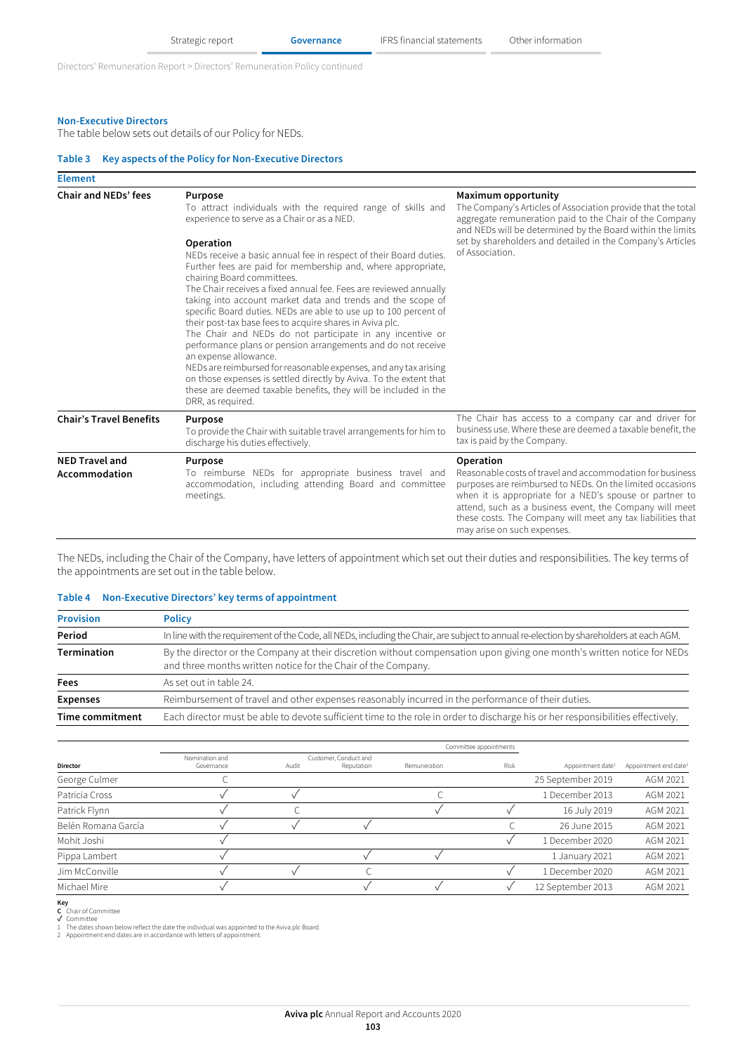Directors' Remuneration Report > Directors' Remuneration Policy continued

## Non-Executive Directors

The table below sets out details of our Policy for NEDs.

### Table 3 Key aspects of the Policy for Non-Executive Directors

| Element | | |
|---|---|---|
| **Chair and NEDs' fees** | **Purpose**<br>To attract individuals with the required range of skills and experience to serve as a Chair or as a NED.<br><br>**Operation**<br>NEDs receive a basic annual fee in respect of their Board duties. Further fees are paid for membership and, where appropriate, chairing Board committees.<br>The Chair receives a fixed annual fee. Fees are reviewed annually taking into account market data and trends and the scope of specific Board duties. NEDs are able to use up to 100 percent of their post-tax base fees to acquire shares in Aviva plc.<br>The Chair and NEDs do not participate in any incentive or performance plans or pension arrangements and do not receive an expense allowance.<br>NEDs are reimbursed for reasonable expenses, and any tax arising on those expenses is settled directly by Aviva. To the extent that these are deemed taxable benefits, they will be included in the DRR, as required. | **Maximum opportunity**<br>The Company's Articles of Association provide that the total aggregate remuneration paid to the Chair of the Company and NEDs will be determined by the Board within the limits set by shareholders and detailed in the Company's Articles of Association. |
| **Chair's Travel Benefits** | **Purpose**<br>To provide the Chair with suitable travel arrangements for him to discharge his duties effectively. | The Chair has access to a company car and driver for business use. Where these are deemed a taxable benefit, the tax is paid by the Company. |
| **NED Travel and Accommodation** | **Purpose**<br>To reimburse NEDs for appropriate business travel and accommodation, including attending Board and committee meetings. | **Operation**<br>Reasonable costs of travel and accommodation for business purposes are reimbursed to NEDs. On the limited occasions when it is appropriate for a NED's spouse or partner to attend, such as a business event, the Company will meet these costs. The Company will meet any tax liabilities that may arise on such expenses. |

The NEDs, including the Chair of the Company, have letters of appointment which set out their duties and responsibilities. The key terms of the appointments are set out in the table below.

### Table 4 Non-Executive Directors' key terms of appointment

| Provision | Policy |
|---|---|
| **Period** | In line with the requirement of the Code, all NEDs, including the Chair, are subject to annual re-election by shareholders at each AGM. |
| **Termination** | By the director or the Company at their discretion without compensation upon giving one month's written notice for NEDs and three months written notice for the Chair of the Company. |
| **Fees** | As set out in table 24. |
| **Expenses** | Reimbursement of travel and other expenses reasonably incurred in the performance of their duties. |
| **Time commitment** | Each director must be able to devote sufficient time to the role in order to discharge his or her responsibilities effectively. |

| | Committee appointments | | | | | | |
|---|---|---|---|---|---|---|---|
| Director | Nomination and Governance | Audit | Customer, Conduct and Reputation | Remuneration | Risk | Appointment date[1] | Appointment end date[2] |
| George Culmer | C | | | | | 25 September 2019 | AGM 2021 |
| Patricia Cross | ✓ | ✓ | | C | | 1 December 2013 | AGM 2021 |
| Patrick Flynn | ✓ | C | | ✓ | ✓ | 16 July 2019 | AGM 2021 |
| Belén Romana García | ✓ | ✓ | ✓ | | C | 26 June 2015 | AGM 2021 |
| Mohit Joshi | ✓ | | | | ✓ | 1 December 2020 | AGM 2021 |
| Pippa Lambert | ✓ | | ✓ | ✓ | | 1 January 2021 | AGM 2021 |
| Jim McConville | ✓ | ✓ | C | | ✓ | 1 December 2020 | AGM 2021 |
| Michael Mire | ✓ | | ✓ | ✓ | ✓ | 12 September 2013 | AGM 2021 |

**Key**
**C** Chair of Committee
✓ Committee
1 The dates shown below reflect the date the individual was appointed to the Aviva plc Board.
2 Appointment end dates are in accordance with letters of appointment.